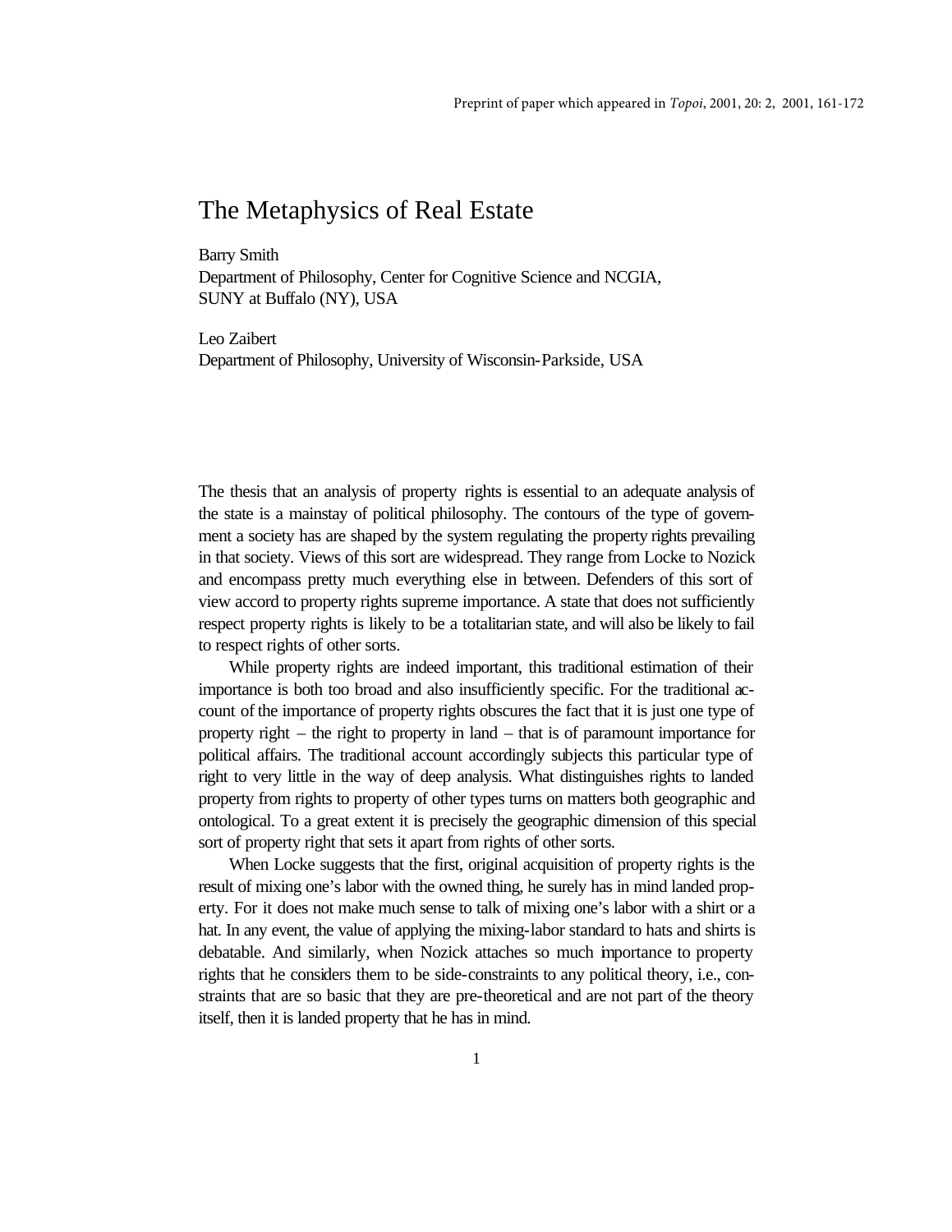Preprint of paper which appeared in *Topoi*, 2001, 20: 2, 2001, 161-172

# The Metaphysics of Real Estate

Barry Smith
Department of Philosophy, Center for Cognitive Science and NCGIA, SUNY at Buffalo (NY), USA

Leo Zaibert
Department of Philosophy, University of Wisconsin-Parkside, USA

The thesis that an analysis of property rights is essential to an adequate analysis of the state is a mainstay of political philosophy. The contours of the type of government a society has are shaped by the system regulating the property rights prevailing in that society. Views of this sort are widespread. They range from Locke to Nozick and encompass pretty much everything else in between. Defenders of this sort of view accord to property rights supreme importance. A state that does not sufficiently respect property rights is likely to be a totalitarian state, and will also be likely to fail to respect rights of other sorts.

While property rights are indeed important, this traditional estimation of their importance is both too broad and also insufficiently specific. For the traditional account of the importance of property rights obscures the fact that it is just one type of property right – the right to property in land – that is of paramount importance for political affairs. The traditional account accordingly subjects this particular type of right to very little in the way of deep analysis. What distinguishes rights to landed property from rights to property of other types turns on matters both geographic and ontological. To a great extent it is precisely the geographic dimension of this special sort of property right that sets it apart from rights of other sorts.

When Locke suggests that the first, original acquisition of property rights is the result of mixing one's labor with the owned thing, he surely has in mind landed property. For it does not make much sense to talk of mixing one's labor with a shirt or a hat. In any event, the value of applying the mixing-labor standard to hats and shirts is debatable. And similarly, when Nozick attaches so much importance to property rights that he considers them to be side-constraints to any political theory, i.e., constraints that are so basic that they are pre-theoretical and are not part of the theory itself, then it is landed property that he has in mind.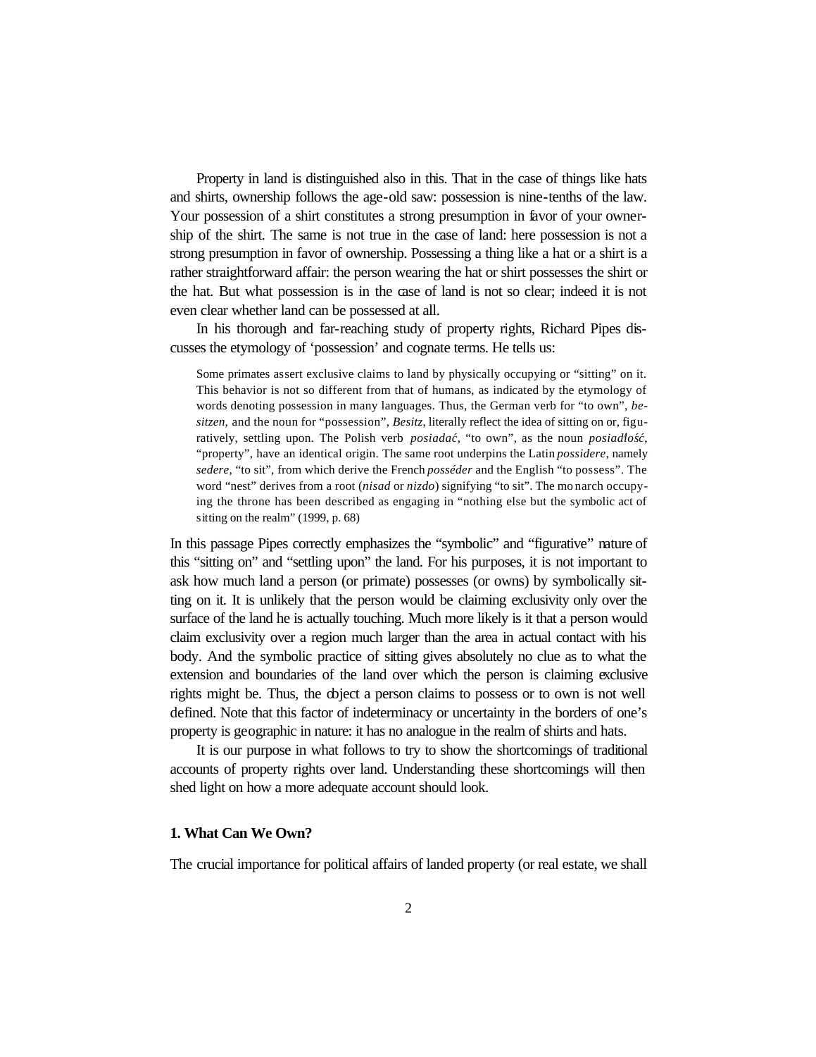Property in land is distinguished also in this. That in the case of things like hats and shirts, ownership follows the age-old saw: possession is nine-tenths of the law. Your possession of a shirt constitutes a strong presumption in favor of your ownership of the shirt. The same is not true in the case of land: here possession is not a strong presumption in favor of ownership. Possessing a thing like a hat or a shirt is a rather straightforward affair: the person wearing the hat or shirt possesses the shirt or the hat. But what possession is in the case of land is not so clear; indeed it is not even clear whether land can be possessed at all.

In his thorough and far-reaching study of property rights, Richard Pipes discusses the etymology of 'possession' and cognate terms. He tells us:

> Some primates assert exclusive claims to land by physically occupying or "sitting" on it. This behavior is not so different from that of humans, as indicated by the etymology of words denoting possession in many languages. Thus, the German verb for "to own", *besitzen,* and the noun for "possession", *Besitz,* literally reflect the idea of sitting on or, figuratively, settling upon. The Polish verb *posiadać*, "to own", as the noun *posiadłość*, "property", have an identical origin. The same root underpins the Latin *possidere*, namely *sedere*, "to sit", from which derive the French *posséder* and the English "to possess". The word "nest" derives from a root (*nisad* or *nizdo*) signifying "to sit". The monarch occupying the throne has been described as engaging in "nothing else but the symbolic act of sitting on the realm" (1999, p. 68)

In this passage Pipes correctly emphasizes the "symbolic" and "figurative" nature of this "sitting on" and "settling upon" the land. For his purposes, it is not important to ask how much land a person (or primate) possesses (or owns) by symbolically sitting on it. It is unlikely that the person would be claiming exclusivity only over the surface of the land he is actually touching. Much more likely is it that a person would claim exclusivity over a region much larger than the area in actual contact with his body. And the symbolic practice of sitting gives absolutely no clue as to what the extension and boundaries of the land over which the person is claiming exclusive rights might be. Thus, the object a person claims to possess or to own is not well defined. Note that this factor of indeterminacy or uncertainty in the borders of one's property is geographic in nature: it has no analogue in the realm of shirts and hats.

It is our purpose in what follows to try to show the shortcomings of traditional accounts of property rights over land. Understanding these shortcomings will then shed light on how a more adequate account should look.

## 1. What Can We Own?

The crucial importance for political affairs of landed property (or real estate, we shall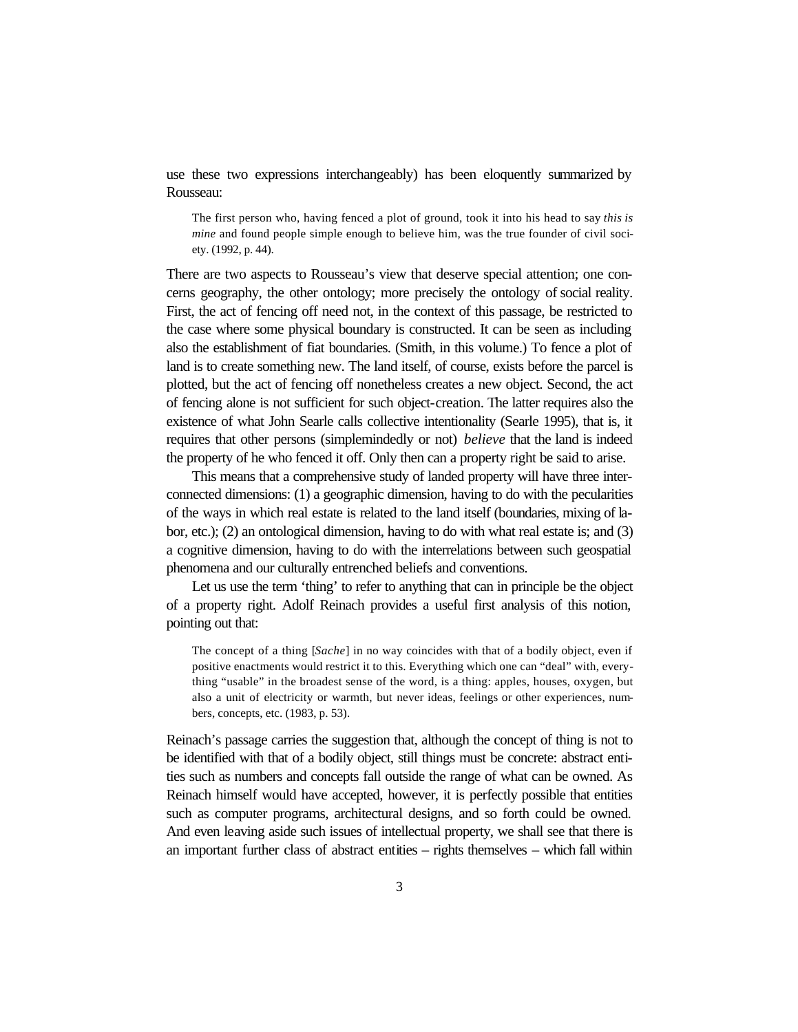use these two expressions interchangeably) has been eloquently summarized by Rousseau:

> The first person who, having fenced a plot of ground, took it into his head to say *this is mine* and found people simple enough to believe him, was the true founder of civil society. (1992, p. 44).

There are two aspects to Rousseau's view that deserve special attention; one concerns geography, the other ontology; more precisely the ontology of social reality. First, the act of fencing off need not, in the context of this passage, be restricted to the case where some physical boundary is constructed. It can be seen as including also the establishment of fiat boundaries. (Smith, in this volume.) To fence a plot of land is to create something new. The land itself, of course, exists before the parcel is plotted, but the act of fencing off nonetheless creates a new object. Second, the act of fencing alone is not sufficient for such object-creation. The latter requires also the existence of what John Searle calls collective intentionality (Searle 1995), that is, it requires that other persons (simplemindedly or not) *believe* that the land is indeed the property of he who fenced it off. Only then can a property right be said to arise.

This means that a comprehensive study of landed property will have three interconnected dimensions: (1) a geographic dimension, having to do with the pecularities of the ways in which real estate is related to the land itself (boundaries, mixing of labor, etc.); (2) an ontological dimension, having to do with what real estate is; and (3) a cognitive dimension, having to do with the interrelations between such geospatial phenomena and our culturally entrenched beliefs and conventions.

Let us use the term 'thing' to refer to anything that can in principle be the object of a property right. Adolf Reinach provides a useful first analysis of this notion, pointing out that:

> The concept of a thing [*Sache*] in no way coincides with that of a bodily object, even if positive enactments would restrict it to this. Everything which one can "deal" with, everything "usable" in the broadest sense of the word, is a thing: apples, houses, oxygen, but also a unit of electricity or warmth, but never ideas, feelings or other experiences, numbers, concepts, etc. (1983, p. 53).

Reinach's passage carries the suggestion that, although the concept of thing is not to be identified with that of a bodily object, still things must be concrete: abstract entities such as numbers and concepts fall outside the range of what can be owned. As Reinach himself would have accepted, however, it is perfectly possible that entities such as computer programs, architectural designs, and so forth could be owned. And even leaving aside such issues of intellectual property, we shall see that there is an important further class of abstract entities – rights themselves – which fall within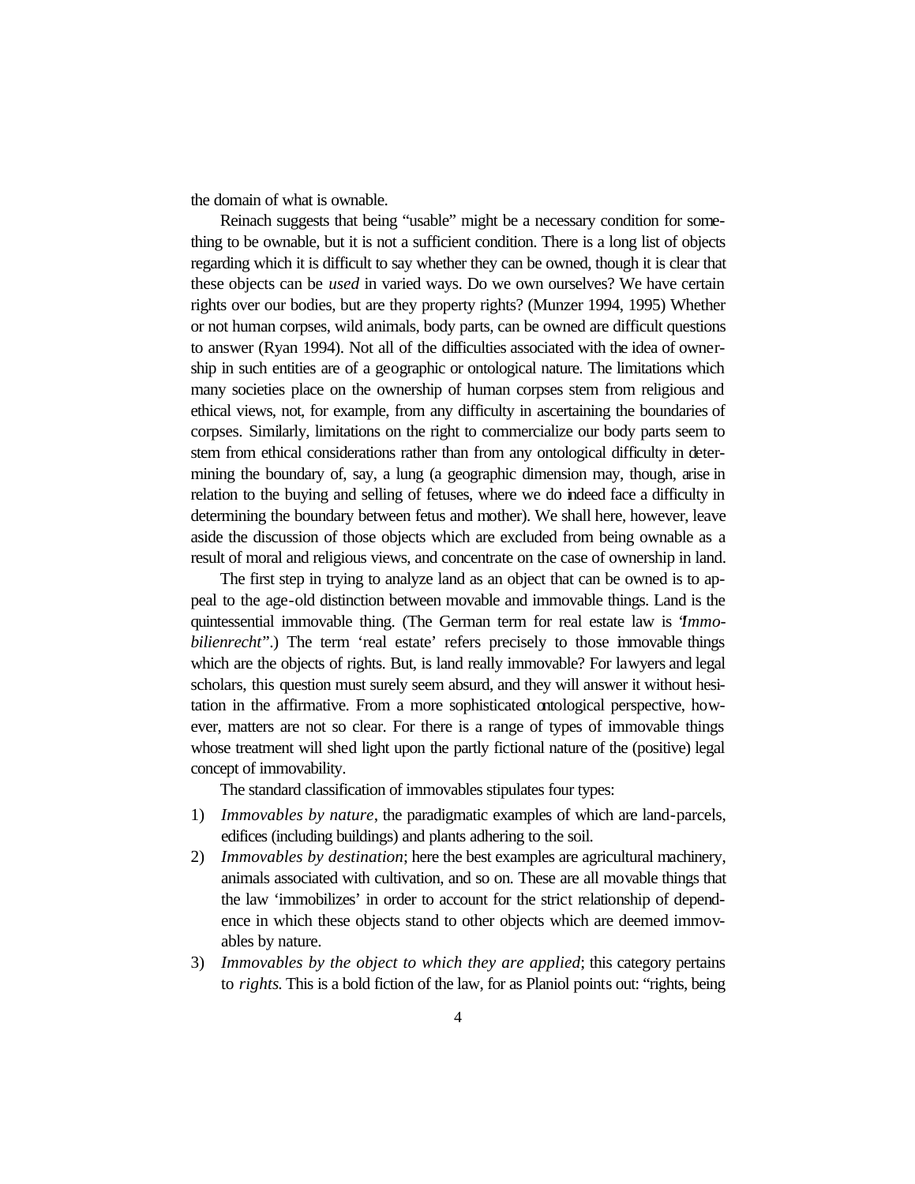the domain of what is ownable.

Reinach suggests that being "usable" might be a necessary condition for something to be ownable, but it is not a sufficient condition. There is a long list of objects regarding which it is difficult to say whether they can be owned, though it is clear that these objects can be *used* in varied ways. Do we own ourselves? We have certain rights over our bodies, but are they property rights? (Munzer 1994, 1995) Whether or not human corpses, wild animals, body parts, can be owned are difficult questions to answer (Ryan 1994). Not all of the difficulties associated with the idea of ownership in such entities are of a geographic or ontological nature. The limitations which many societies place on the ownership of human corpses stem from religious and ethical views, not, for example, from any difficulty in ascertaining the boundaries of corpses. Similarly, limitations on the right to commercialize our body parts seem to stem from ethical considerations rather than from any ontological difficulty in determining the boundary of, say, a lung (a geographic dimension may, though, arise in relation to the buying and selling of fetuses, where we do indeed face a difficulty in determining the boundary between fetus and mother). We shall here, however, leave aside the discussion of those objects which are excluded from being ownable as a result of moral and religious views, and concentrate on the case of ownership in land.

The first step in trying to analyze land as an object that can be owned is to appeal to the age-old distinction between movable and immovable things. Land is the quintessential immovable thing. (The German term for real estate law is "*Immobilienrecht*".) The term 'real estate' refers precisely to those immovable things which are the objects of rights. But, is land really immovable? For lawyers and legal scholars, this question must surely seem absurd, and they will answer it without hesitation in the affirmative. From a more sophisticated ontological perspective, however, matters are not so clear. For there is a range of types of immovable things whose treatment will shed light upon the partly fictional nature of the (positive) legal concept of immovability.

The standard classification of immovables stipulates four types:

1) *Immovables by nature*, the paradigmatic examples of which are land-parcels, edifices (including buildings) and plants adhering to the soil.
2) *Immovables by destination*; here the best examples are agricultural machinery, animals associated with cultivation, and so on. These are all movable things that the law 'immobilizes' in order to account for the strict relationship of dependence in which these objects stand to other objects which are deemed immovables by nature.
3) *Immovables by the object to which they are applied*; this category pertains to *rights*. This is a bold fiction of the law, for as Planiol points out: "rights, being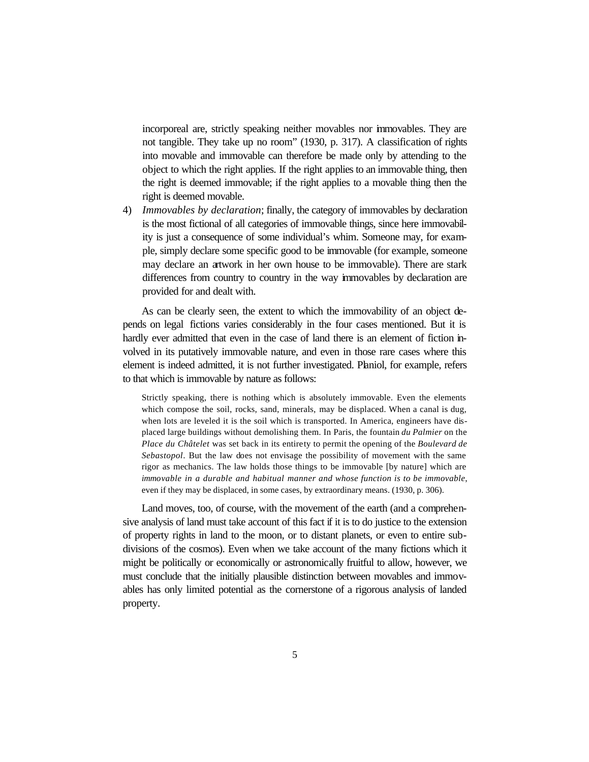incorporeal are, strictly speaking neither movables nor immovables. They are not tangible. They take up no room" (1930, p. 317). A classification of rights into movable and immovable can therefore be made only by attending to the object to which the right applies. If the right applies to an immovable thing, then the right is deemed immovable; if the right applies to a movable thing then the right is deemed movable.

4) *Immovables by declaration*; finally, the category of immovables by declaration is the most fictional of all categories of immovable things, since here immovability is just a consequence of some individual's whim. Someone may, for example, simply declare some specific good to be immovable (for example, someone may declare an artwork in her own house to be immovable). There are stark differences from country to country in the way immovables by declaration are provided for and dealt with.

As can be clearly seen, the extent to which the immovability of an object depends on legal fictions varies considerably in the four cases mentioned. But it is hardly ever admitted that even in the case of land there is an element of fiction involved in its putatively immovable nature, and even in those rare cases where this element is indeed admitted, it is not further investigated. Planiol, for example, refers to that which is immovable by nature as follows:

> Strictly speaking, there is nothing which is absolutely immovable. Even the elements which compose the soil, rocks, sand, minerals, may be displaced. When a canal is dug, when lots are leveled it is the soil which is transported. In America, engineers have displaced large buildings without demolishing them. In Paris, the fountain *du Palmier* on the *Place du Châtelet* was set back in its entirety to permit the opening of the *Boulevard de Sebastopol*. But the law does not envisage the possibility of movement with the same rigor as mechanics. The law holds those things to be immovable [by nature] which are *immovable in a durable and habitual manner and whose function is to be immovable*, even if they may be displaced, in some cases, by extraordinary means. (1930, p. 306).

Land moves, too, of course, with the movement of the earth (and a comprehensive analysis of land must take account of this fact if it is to do justice to the extension of property rights in land to the moon, or to distant planets, or even to entire subdivisions of the cosmos). Even when we take account of the many fictions which it might be politically or economically or astronomically fruitful to allow, however, we must conclude that the initially plausible distinction between movables and immovables has only limited potential as the cornerstone of a rigorous analysis of landed property.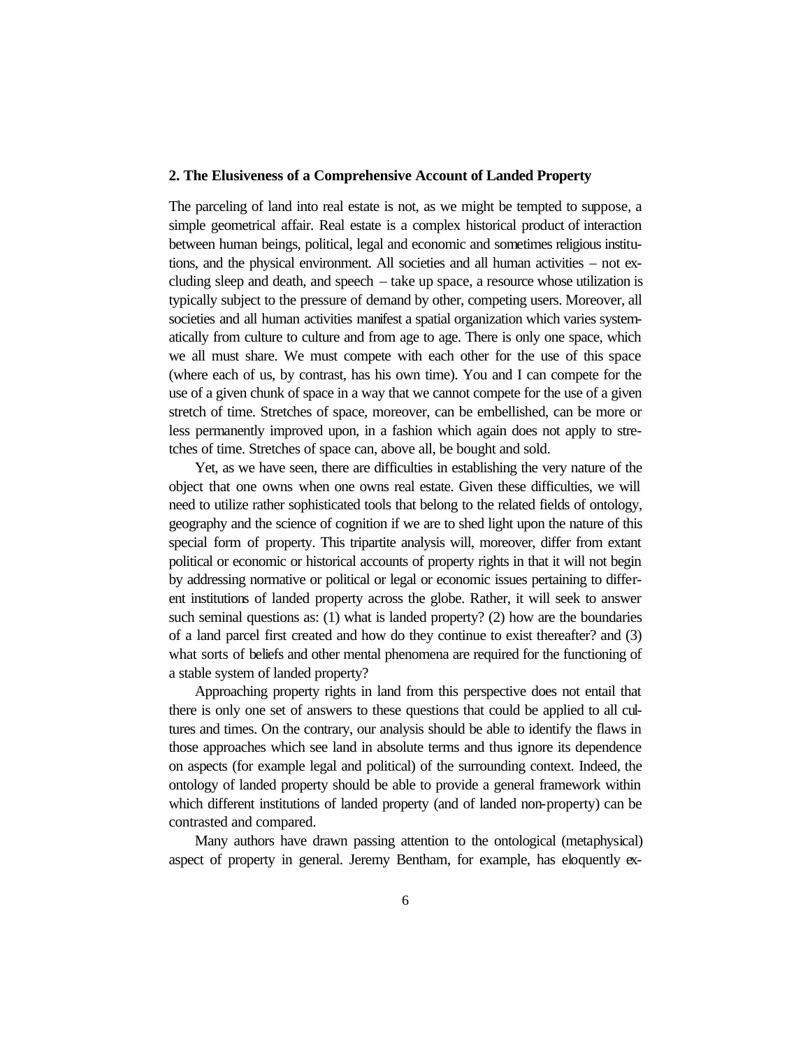## 2. The Elusiveness of a Comprehensive Account of Landed Property

The parceling of land into real estate is not, as we might be tempted to suppose, a simple geometrical affair. Real estate is a complex historical product of interaction between human beings, political, legal and economic and sometimes religious institutions, and the physical environment. All societies and all human activities – not excluding sleep and death, and speech – take up space, a resource whose utilization is typically subject to the pressure of demand by other, competing users. Moreover, all societies and all human activities manifest a spatial organization which varies systematically from culture to culture and from age to age. There is only one space, which we all must share. We must compete with each other for the use of this space (where each of us, by contrast, has his own time). You and I can compete for the use of a given chunk of space in a way that we cannot compete for the use of a given stretch of time. Stretches of space, moreover, can be embellished, can be more or less permanently improved upon, in a fashion which again does not apply to stretches of time. Stretches of space can, above all, be bought and sold.

Yet, as we have seen, there are difficulties in establishing the very nature of the object that one owns when one owns real estate. Given these difficulties, we will need to utilize rather sophisticated tools that belong to the related fields of ontology, geography and the science of cognition if we are to shed light upon the nature of this special form of property. This tripartite analysis will, moreover, differ from extant political or economic or historical accounts of property rights in that it will not begin by addressing normative or political or legal or economic issues pertaining to different institutions of landed property across the globe. Rather, it will seek to answer such seminal questions as: (1) what is landed property? (2) how are the boundaries of a land parcel first created and how do they continue to exist thereafter? and (3) what sorts of beliefs and other mental phenomena are required for the functioning of a stable system of landed property?

Approaching property rights in land from this perspective does not entail that there is only one set of answers to these questions that could be applied to all cultures and times. On the contrary, our analysis should be able to identify the flaws in those approaches which see land in absolute terms and thus ignore its dependence on aspects (for example legal and political) of the surrounding context. Indeed, the ontology of landed property should be able to provide a general framework within which different institutions of landed property (and of landed non-property) can be contrasted and compared.

Many authors have drawn passing attention to the ontological (metaphysical) aspect of property in general. Jeremy Bentham, for example, has eloquently ex-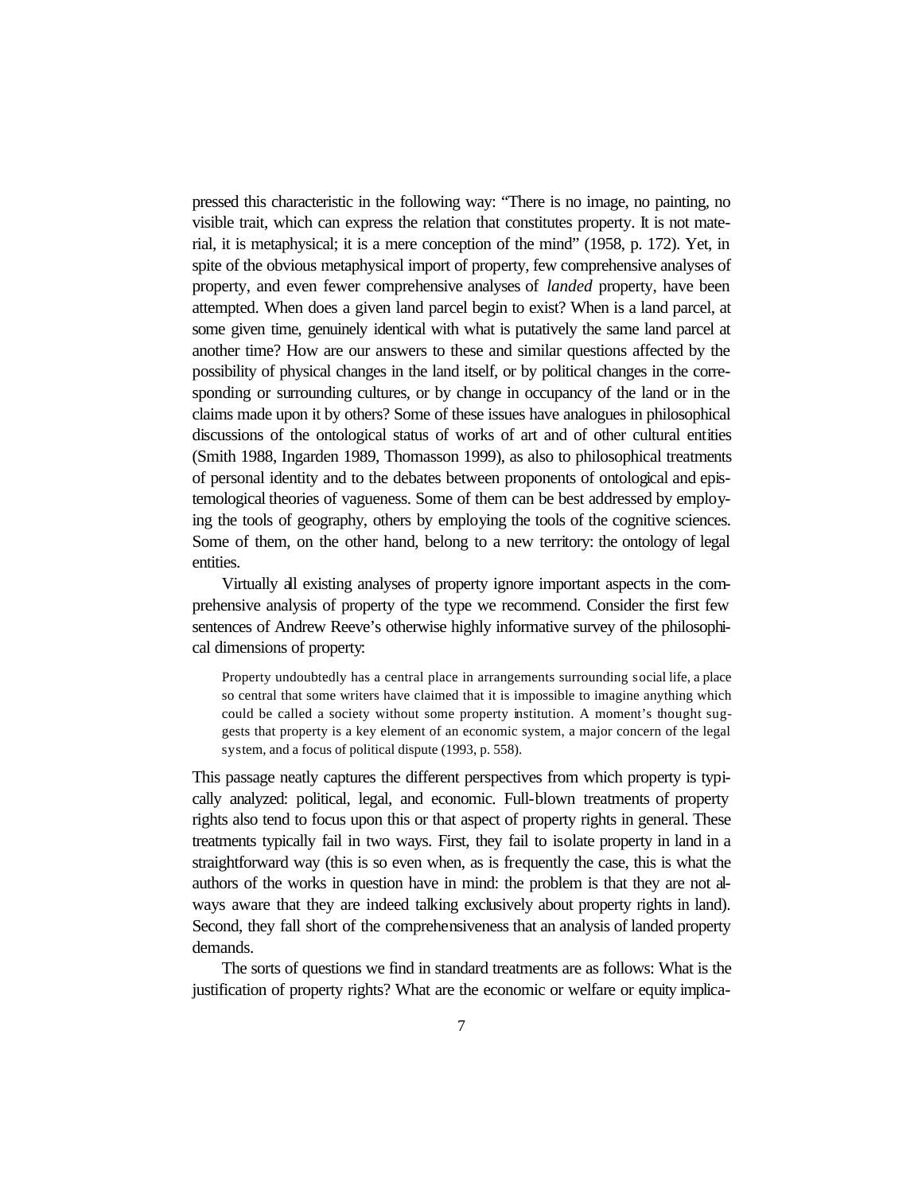pressed this characteristic in the following way: "There is no image, no painting, no visible trait, which can express the relation that constitutes property. It is not material, it is metaphysical; it is a mere conception of the mind" (1958, p. 172). Yet, in spite of the obvious metaphysical import of property, few comprehensive analyses of property, and even fewer comprehensive analyses of *landed* property, have been attempted. When does a given land parcel begin to exist? When is a land parcel, at some given time, genuinely identical with what is putatively the same land parcel at another time? How are our answers to these and similar questions affected by the possibility of physical changes in the land itself, or by political changes in the corresponding or surrounding cultures, or by change in occupancy of the land or in the claims made upon it by others? Some of these issues have analogues in philosophical discussions of the ontological status of works of art and of other cultural entities (Smith 1988, Ingarden 1989, Thomasson 1999), as also to philosophical treatments of personal identity and to the debates between proponents of ontological and epistemological theories of vagueness. Some of them can be best addressed by employing the tools of geography, others by employing the tools of the cognitive sciences. Some of them, on the other hand, belong to a new territory: the ontology of legal entities.

Virtually all existing analyses of property ignore important aspects in the comprehensive analysis of property of the type we recommend. Consider the first few sentences of Andrew Reeve's otherwise highly informative survey of the philosophical dimensions of property:

> Property undoubtedly has a central place in arrangements surrounding social life, a place so central that some writers have claimed that it is impossible to imagine anything which could be called a society without some property institution. A moment's thought suggests that property is a key element of an economic system, a major concern of the legal system, and a focus of political dispute (1993, p. 558).

This passage neatly captures the different perspectives from which property is typically analyzed: political, legal, and economic. Full-blown treatments of property rights also tend to focus upon this or that aspect of property rights in general. These treatments typically fail in two ways. First, they fail to isolate property in land in a straightforward way (this is so even when, as is frequently the case, this is what the authors of the works in question have in mind: the problem is that they are not always aware that they are indeed talking exclusively about property rights in land). Second, they fall short of the comprehensiveness that an analysis of landed property demands.

The sorts of questions we find in standard treatments are as follows: What is the justification of property rights? What are the economic or welfare or equity implica-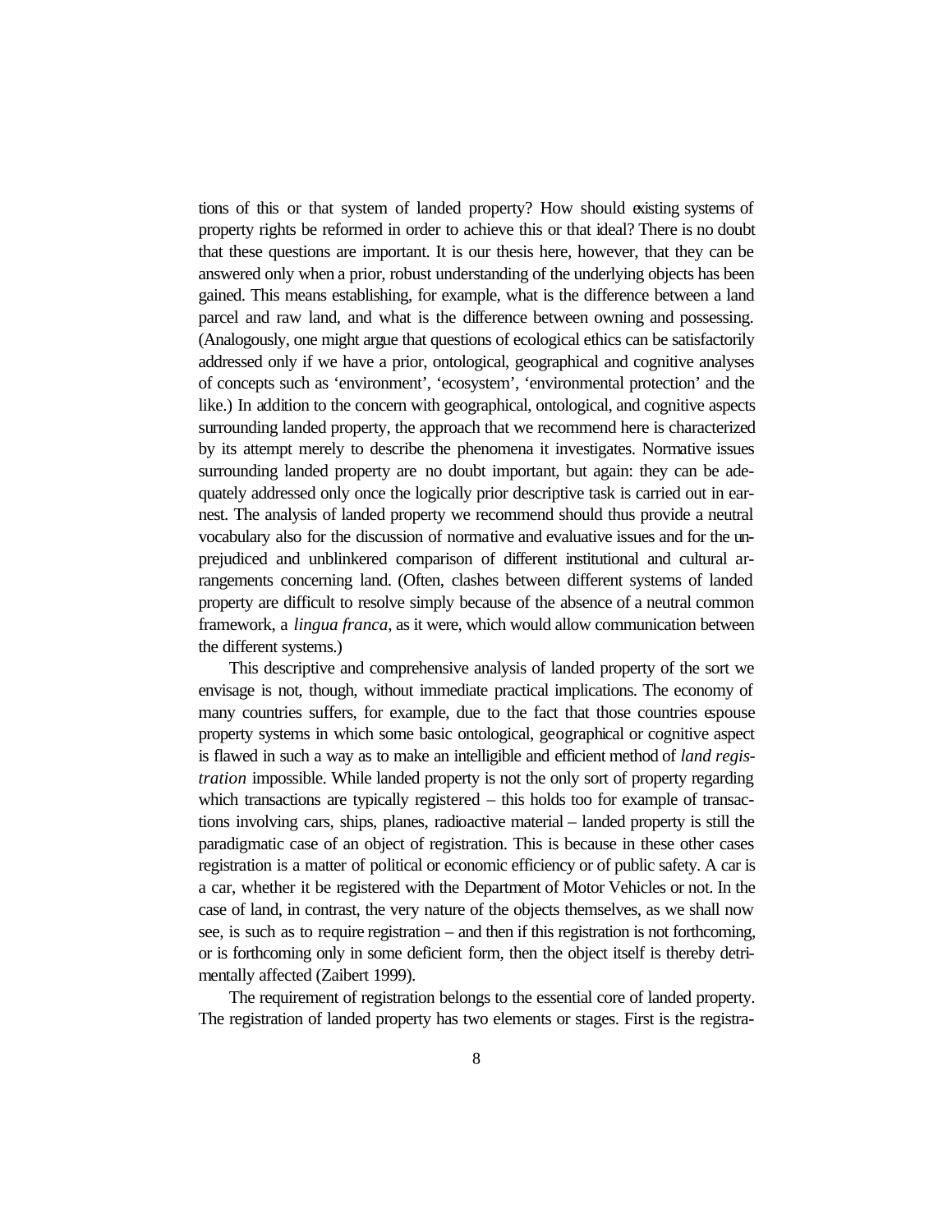tions of this or that system of landed property? How should existing systems of property rights be reformed in order to achieve this or that ideal? There is no doubt that these questions are important. It is our thesis here, however, that they can be answered only when a prior, robust understanding of the underlying objects has been gained. This means establishing, for example, what is the difference between a land parcel and raw land, and what is the difference between owning and possessing. (Analogously, one might argue that questions of ecological ethics can be satisfactorily addressed only if we have a prior, ontological, geographical and cognitive analyses of concepts such as 'environment', 'ecosystem', 'environmental protection' and the like.) In addition to the concern with geographical, ontological, and cognitive aspects surrounding landed property, the approach that we recommend here is characterized by its attempt merely to describe the phenomena it investigates. Normative issues surrounding landed property are no doubt important, but again: they can be adequately addressed only once the logically prior descriptive task is carried out in earnest. The analysis of landed property we recommend should thus provide a neutral vocabulary also for the discussion of normative and evaluative issues and for the unprejudiced and unblinkered comparison of different institutional and cultural arrangements concerning land. (Often, clashes between different systems of landed property are difficult to resolve simply because of the absence of a neutral common framework, a *lingua franca*, as it were, which would allow communication between the different systems.)

This descriptive and comprehensive analysis of landed property of the sort we envisage is not, though, without immediate practical implications. The economy of many countries suffers, for example, due to the fact that those countries espouse property systems in which some basic ontological, geographical or cognitive aspect is flawed in such a way as to make an intelligible and efficient method of *land registration* impossible. While landed property is not the only sort of property regarding which transactions are typically registered – this holds too for example of transactions involving cars, ships, planes, radioactive material – landed property is still the paradigmatic case of an object of registration. This is because in these other cases registration is a matter of political or economic efficiency or of public safety. A car is a car, whether it be registered with the Department of Motor Vehicles or not. In the case of land, in contrast, the very nature of the objects themselves, as we shall now see, is such as to require registration – and then if this registration is not forthcoming, or is forthcoming only in some deficient form, then the object itself is thereby detrimentally affected (Zaibert 1999).

The requirement of registration belongs to the essential core of landed property. The registration of landed property has two elements or stages. First is the registra-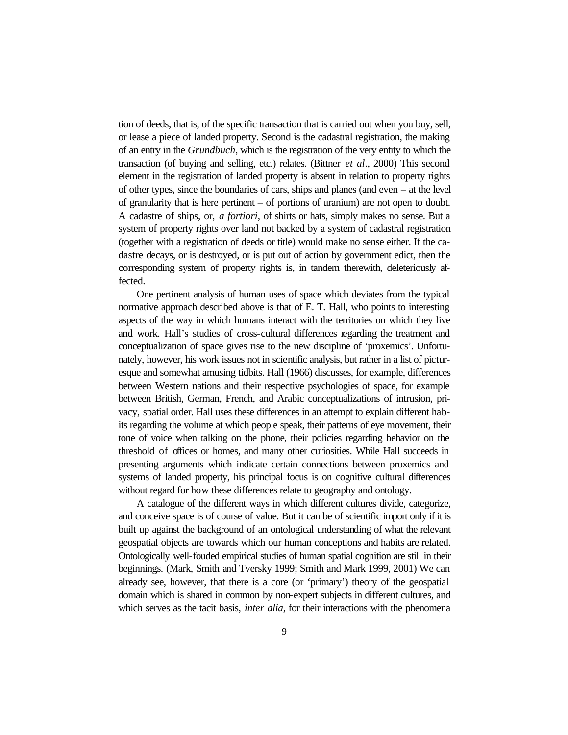tion of deeds, that is, of the specific transaction that is carried out when you buy, sell, or lease a piece of landed property. Second is the cadastral registration, the making of an entry in the *Grundbuch*, which is the registration of the very entity to which the transaction (of buying and selling, etc.) relates. (Bittner *et al*., 2000) This second element in the registration of landed property is absent in relation to property rights of other types, since the boundaries of cars, ships and planes (and even – at the level of granularity that is here pertinent – of portions of uranium) are not open to doubt. A cadastre of ships, or, *a fortiori*, of shirts or hats, simply makes no sense. But a system of property rights over land not backed by a system of cadastral registration (together with a registration of deeds or title) would make no sense either. If the cadastre decays, or is destroyed, or is put out of action by government edict, then the corresponding system of property rights is, in tandem therewith, deleteriously affected.

One pertinent analysis of human uses of space which deviates from the typical normative approach described above is that of E. T. Hall, who points to interesting aspects of the way in which humans interact with the territories on which they live and work. Hall's studies of cross-cultural differences regarding the treatment and conceptualization of space gives rise to the new discipline of 'proxemics'. Unfortunately, however, his work issues not in scientific analysis, but rather in a list of picturesque and somewhat amusing tidbits. Hall (1966) discusses, for example, differences between Western nations and their respective psychologies of space, for example between British, German, French, and Arabic conceptualizations of intrusion, privacy, spatial order. Hall uses these differences in an attempt to explain different habits regarding the volume at which people speak, their patterns of eye movement, their tone of voice when talking on the phone, their policies regarding behavior on the threshold of offices or homes, and many other curiosities. While Hall succeeds in presenting arguments which indicate certain connections between proxemics and systems of landed property, his principal focus is on cognitive cultural differences without regard for how these differences relate to geography and ontology.

A catalogue of the different ways in which different cultures divide, categorize, and conceive space is of course of value. But it can be of scientific import only if it is built up against the background of an ontological understanding of what the relevant geospatial objects are towards which our human conceptions and habits are related. Ontologically well-fouded empirical studies of human spatial cognition are still in their beginnings. (Mark, Smith and Tversky 1999; Smith and Mark 1999, 2001) We can already see, however, that there is a core (or 'primary') theory of the geospatial domain which is shared in common by non-expert subjects in different cultures, and which serves as the tacit basis, *inter alia*, for their interactions with the phenomena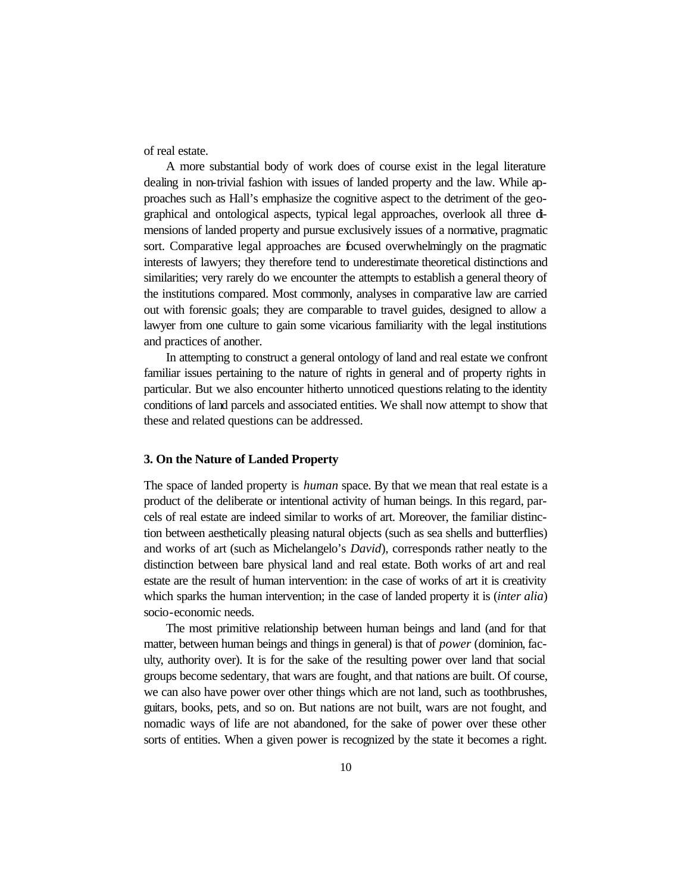of real estate.

A more substantial body of work does of course exist in the legal literature dealing in non-trivial fashion with issues of landed property and the law. While approaches such as Hall's emphasize the cognitive aspect to the detriment of the geographical and ontological aspects, typical legal approaches, overlook all three dimensions of landed property and pursue exclusively issues of a normative, pragmatic sort. Comparative legal approaches are focused overwhelmingly on the pragmatic interests of lawyers; they therefore tend to underestimate theoretical distinctions and similarities; very rarely do we encounter the attempts to establish a general theory of the institutions compared. Most commonly, analyses in comparative law are carried out with forensic goals; they are comparable to travel guides, designed to allow a lawyer from one culture to gain some vicarious familiarity with the legal institutions and practices of another.

In attempting to construct a general ontology of land and real estate we confront familiar issues pertaining to the nature of rights in general and of property rights in particular. But we also encounter hitherto unnoticed questions relating to the identity conditions of land parcels and associated entities. We shall now attempt to show that these and related questions can be addressed.

### 3. On the Nature of Landed Property

The space of landed property is *human* space. By that we mean that real estate is a product of the deliberate or intentional activity of human beings. In this regard, parcels of real estate are indeed similar to works of art. Moreover, the familiar distinction between aesthetically pleasing natural objects (such as sea shells and butterflies) and works of art (such as Michelangelo's *David*), corresponds rather neatly to the distinction between bare physical land and real estate. Both works of art and real estate are the result of human intervention: in the case of works of art it is creativity which sparks the human intervention; in the case of landed property it is (*inter alia*) socio-economic needs.

The most primitive relationship between human beings and land (and for that matter, between human beings and things in general) is that of *power* (dominion, faculty, authority over). It is for the sake of the resulting power over land that social groups become sedentary, that wars are fought, and that nations are built. Of course, we can also have power over other things which are not land, such as toothbrushes, guitars, books, pets, and so on. But nations are not built, wars are not fought, and nomadic ways of life are not abandoned, for the sake of power over these other sorts of entities. When a given power is recognized by the state it becomes a right.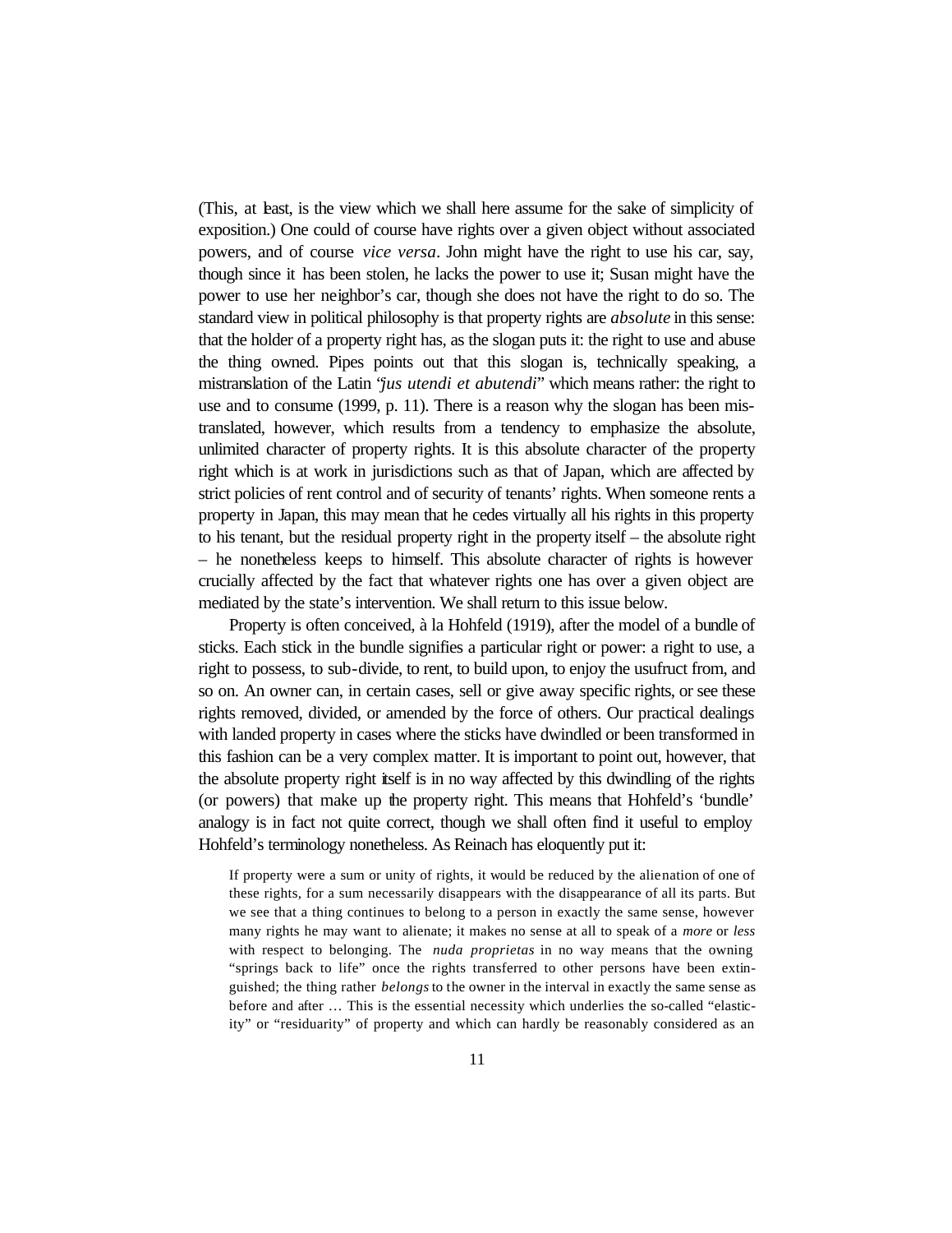(This, at least, is the view which we shall here assume for the sake of simplicity of exposition.) One could of course have rights over a given object without associated powers, and of course *vice versa*. John might have the right to use his car, say, though since it has been stolen, he lacks the power to use it; Susan might have the power to use her neighbor's car, though she does not have the right to do so. The standard view in political philosophy is that property rights are *absolute* in this sense: that the holder of a property right has, as the slogan puts it: the right to use and abuse the thing owned. Pipes points out that this slogan is, technically speaking, a mistranslation of the Latin "*jus utendi et abutendi*" which means rather: the right to use and to consume (1999, p. 11). There is a reason why the slogan has been mistranslated, however, which results from a tendency to emphasize the absolute, unlimited character of property rights. It is this absolute character of the property right which is at work in jurisdictions such as that of Japan, which are affected by strict policies of rent control and of security of tenants' rights. When someone rents a property in Japan, this may mean that he cedes virtually all his rights in this property to his tenant, but the residual property right in the property itself – the absolute right – he nonetheless keeps to himself. This absolute character of rights is however crucially affected by the fact that whatever rights one has over a given object are mediated by the state's intervention. We shall return to this issue below.

Property is often conceived, à la Hohfeld (1919), after the model of a bundle of sticks. Each stick in the bundle signifies a particular right or power: a right to use, a right to possess, to sub-divide, to rent, to build upon, to enjoy the usufruct from, and so on. An owner can, in certain cases, sell or give away specific rights, or see these rights removed, divided, or amended by the force of others. Our practical dealings with landed property in cases where the sticks have dwindled or been transformed in this fashion can be a very complex matter. It is important to point out, however, that the absolute property right itself is in no way affected by this dwindling of the rights (or powers) that make up the property right. This means that Hohfeld's 'bundle' analogy is in fact not quite correct, though we shall often find it useful to employ Hohfeld's terminology nonetheless. As Reinach has eloquently put it:

> If property were a sum or unity of rights, it would be reduced by the alienation of one of these rights, for a sum necessarily disappears with the disappearance of all its parts. But we see that a thing continues to belong to a person in exactly the same sense, however many rights he may want to alienate; it makes no sense at all to speak of a *more* or *less* with respect to belonging. The *nuda proprietas* in no way means that the owning "springs back to life" once the rights transferred to other persons have been extinguished; the thing rather *belongs* to the owner in the interval in exactly the same sense as before and after … This is the essential necessity which underlies the so-called "elasticity" or "residuarity" of property and which can hardly be reasonably considered as an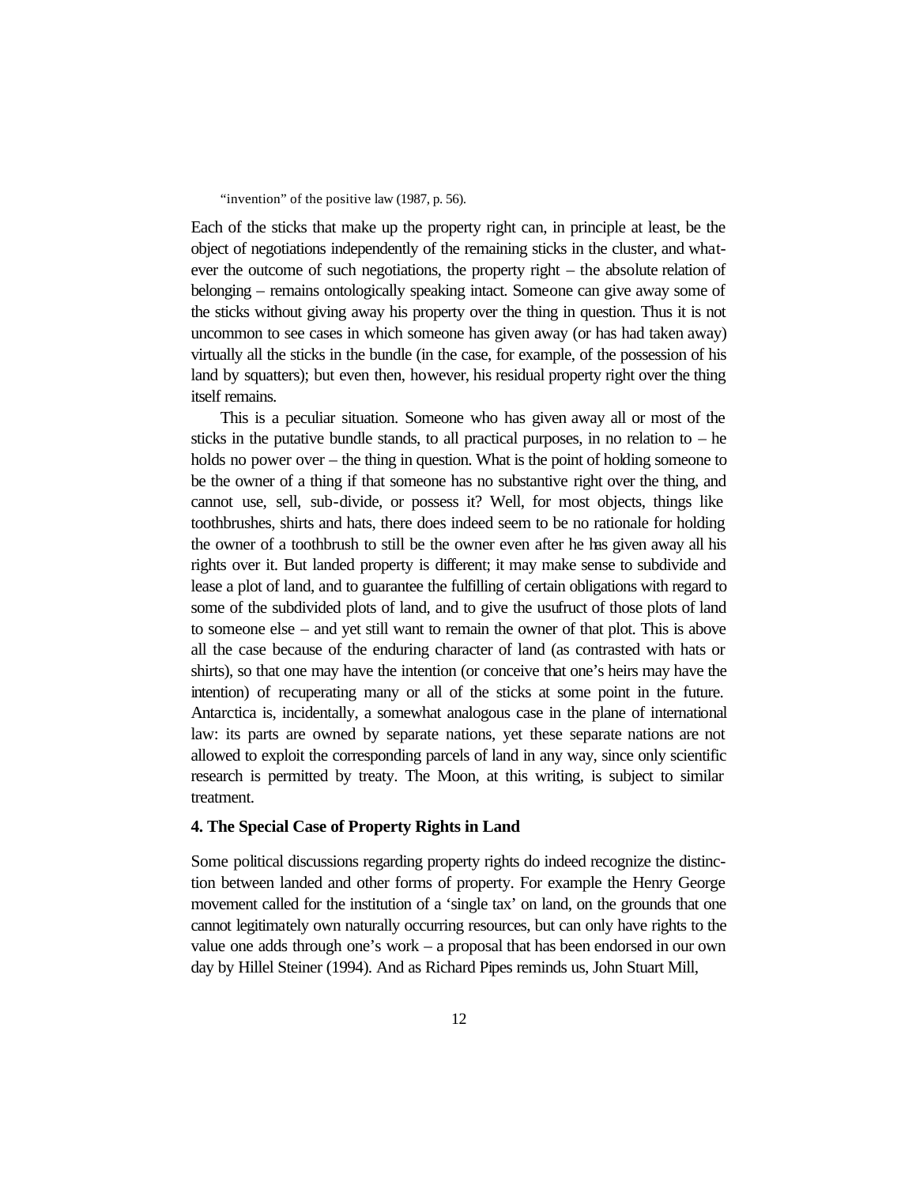"invention" of the positive law (1987, p. 56).

Each of the sticks that make up the property right can, in principle at least, be the object of negotiations independently of the remaining sticks in the cluster, and whatever the outcome of such negotiations, the property right – the absolute relation of belonging – remains ontologically speaking intact. Someone can give away some of the sticks without giving away his property over the thing in question. Thus it is not uncommon to see cases in which someone has given away (or has had taken away) virtually all the sticks in the bundle (in the case, for example, of the possession of his land by squatters); but even then, however, his residual property right over the thing itself remains.

This is a peculiar situation. Someone who has given away all or most of the sticks in the putative bundle stands, to all practical purposes, in no relation to – he holds no power over – the thing in question. What is the point of holding someone to be the owner of a thing if that someone has no substantive right over the thing, and cannot use, sell, sub-divide, or possess it? Well, for most objects, things like toothbrushes, shirts and hats, there does indeed seem to be no rationale for holding the owner of a toothbrush to still be the owner even after he has given away all his rights over it. But landed property is different; it may make sense to subdivide and lease a plot of land, and to guarantee the fulfilling of certain obligations with regard to some of the subdivided plots of land, and to give the usufruct of those plots of land to someone else – and yet still want to remain the owner of that plot. This is above all the case because of the enduring character of land (as contrasted with hats or shirts), so that one may have the intention (or conceive that one's heirs may have the intention) of recuperating many or all of the sticks at some point in the future. Antarctica is, incidentally, a somewhat analogous case in the plane of international law: its parts are owned by separate nations, yet these separate nations are not allowed to exploit the corresponding parcels of land in any way, since only scientific research is permitted by treaty. The Moon, at this writing, is subject to similar treatment.

### 4. The Special Case of Property Rights in Land

Some political discussions regarding property rights do indeed recognize the distinction between landed and other forms of property. For example the Henry George movement called for the institution of a 'single tax' on land, on the grounds that one cannot legitimately own naturally occurring resources, but can only have rights to the value one adds through one's work – a proposal that has been endorsed in our own day by Hillel Steiner (1994). And as Richard Pipes reminds us, John Stuart Mill,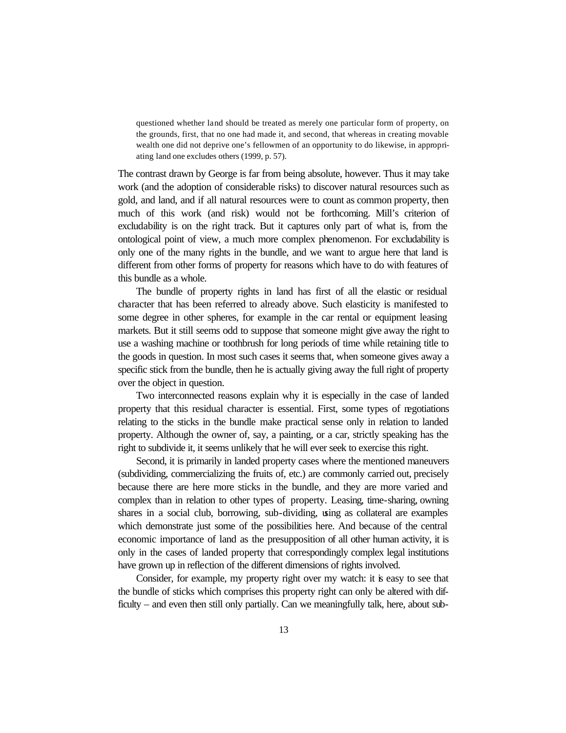> questioned whether land should be treated as merely one particular form of property, on the grounds, first, that no one had made it, and second, that whereas in creating movable wealth one did not deprive one's fellowmen of an opportunity to do likewise, in appropriating land one excludes others (1999, p. 57).

The contrast drawn by George is far from being absolute, however. Thus it may take work (and the adoption of considerable risks) to discover natural resources such as gold, and land, and if all natural resources were to count as common property, then much of this work (and risk) would not be forthcoming. Mill's criterion of excludability is on the right track. But it captures only part of what is, from the ontological point of view, a much more complex phenomenon. For excludability is only one of the many rights in the bundle, and we want to argue here that land is different from other forms of property for reasons which have to do with features of this bundle as a whole.

The bundle of property rights in land has first of all the elastic or residual character that has been referred to already above. Such elasticity is manifested to some degree in other spheres, for example in the car rental or equipment leasing markets. But it still seems odd to suppose that someone might give away the right to use a washing machine or toothbrush for long periods of time while retaining title to the goods in question. In most such cases it seems that, when someone gives away a specific stick from the bundle, then he is actually giving away the full right of property over the object in question.

Two interconnected reasons explain why it is especially in the case of landed property that this residual character is essential. First, some types of negotiations relating to the sticks in the bundle make practical sense only in relation to landed property. Although the owner of, say, a painting, or a car, strictly speaking has the right to subdivide it, it seems unlikely that he will ever seek to exercise this right.

Second, it is primarily in landed property cases where the mentioned maneuvers (subdividing, commercializing the fruits of, etc.) are commonly carried out, precisely because there are here more sticks in the bundle, and they are more varied and complex than in relation to other types of property. Leasing, time-sharing, owning shares in a social club, borrowing, sub-dividing, using as collateral are examples which demonstrate just some of the possibilities here. And because of the central economic importance of land as the presupposition of all other human activity, it is only in the cases of landed property that correspondingly complex legal institutions have grown up in reflection of the different dimensions of rights involved.

Consider, for example, my property right over my watch: it is easy to see that the bundle of sticks which comprises this property right can only be altered with difficulty – and even then still only partially. Can we meaningfully talk, here, about sub-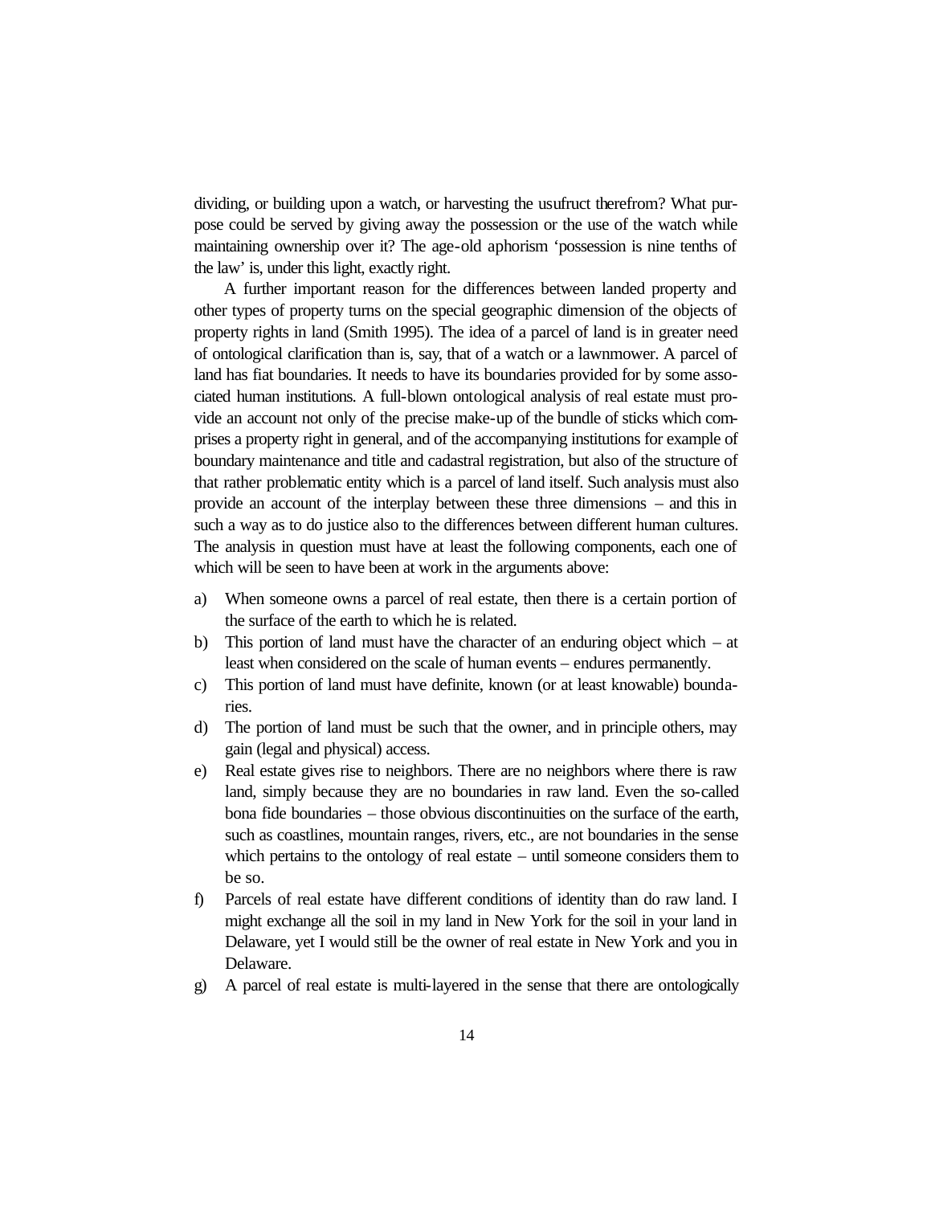dividing, or building upon a watch, or harvesting the usufruct therefrom? What purpose could be served by giving away the possession or the use of the watch while maintaining ownership over it? The age-old aphorism 'possession is nine tenths of the law' is, under this light, exactly right.

A further important reason for the differences between landed property and other types of property turns on the special geographic dimension of the objects of property rights in land (Smith 1995). The idea of a parcel of land is in greater need of ontological clarification than is, say, that of a watch or a lawnmower. A parcel of land has fiat boundaries. It needs to have its boundaries provided for by some associated human institutions. A full-blown ontological analysis of real estate must provide an account not only of the precise make-up of the bundle of sticks which comprises a property right in general, and of the accompanying institutions for example of boundary maintenance and title and cadastral registration, but also of the structure of that rather problematic entity which is a parcel of land itself. Such analysis must also provide an account of the interplay between these three dimensions – and this in such a way as to do justice also to the differences between different human cultures. The analysis in question must have at least the following components, each one of which will be seen to have been at work in the arguments above:

a) When someone owns a parcel of real estate, then there is a certain portion of the surface of the earth to which he is related.
b) This portion of land must have the character of an enduring object which – at least when considered on the scale of human events – endures permanently.
c) This portion of land must have definite, known (or at least knowable) boundaries.
d) The portion of land must be such that the owner, and in principle others, may gain (legal and physical) access.
e) Real estate gives rise to neighbors. There are no neighbors where there is raw land, simply because they are no boundaries in raw land. Even the so-called bona fide boundaries – those obvious discontinuities on the surface of the earth, such as coastlines, mountain ranges, rivers, etc., are not boundaries in the sense which pertains to the ontology of real estate – until someone considers them to be so.
f) Parcels of real estate have different conditions of identity than do raw land. I might exchange all the soil in my land in New York for the soil in your land in Delaware, yet I would still be the owner of real estate in New York and you in Delaware.
g) A parcel of real estate is multi-layered in the sense that there are ontologically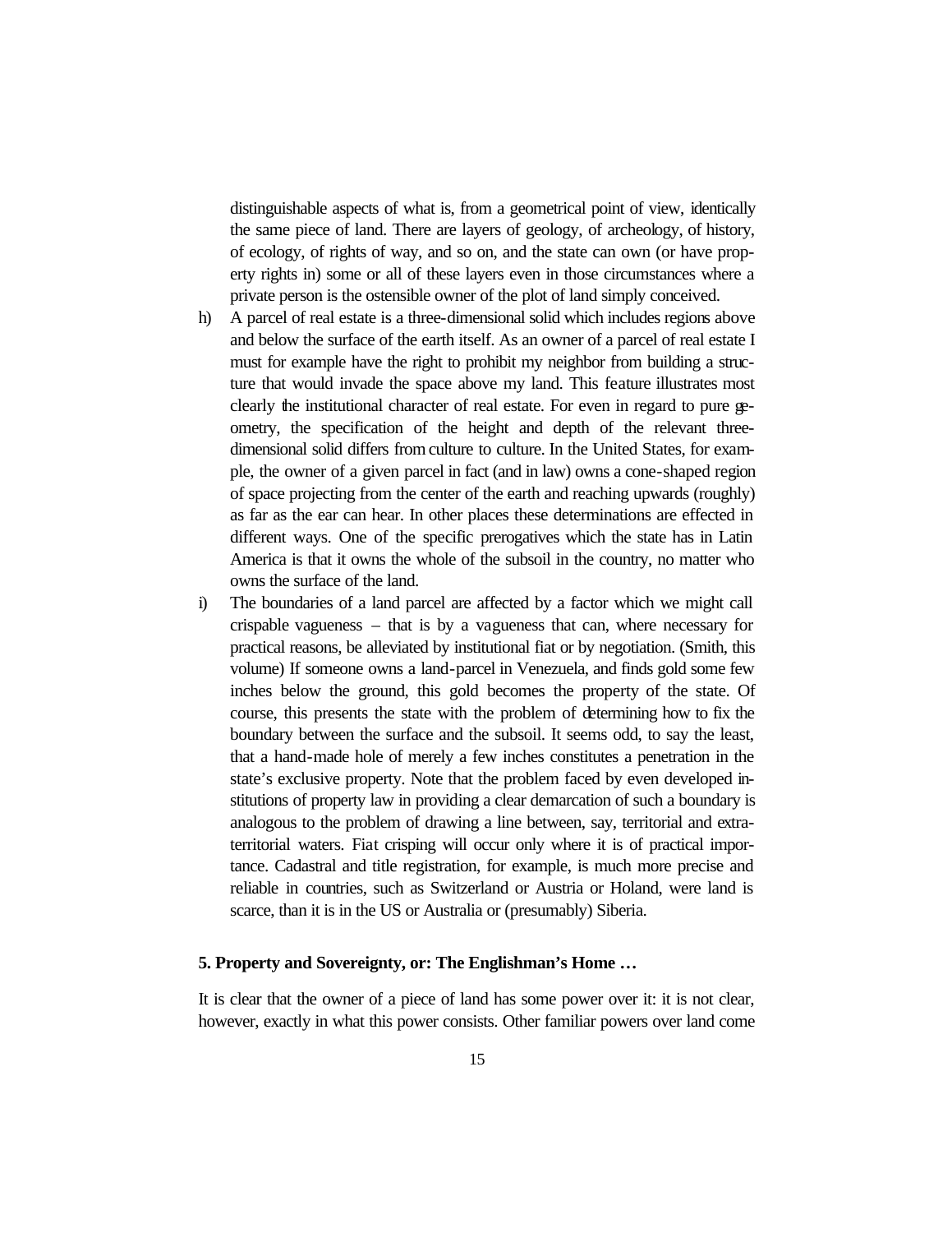distinguishable aspects of what is, from a geometrical point of view, identically the same piece of land. There are layers of geology, of archeology, of history, of ecology, of rights of way, and so on, and the state can own (or have property rights in) some or all of these layers even in those circumstances where a private person is the ostensible owner of the plot of land simply conceived.

h) A parcel of real estate is a three-dimensional solid which includes regions above and below the surface of the earth itself. As an owner of a parcel of real estate I must for example have the right to prohibit my neighbor from building a structure that would invade the space above my land. This feature illustrates most clearly the institutional character of real estate. For even in regard to pure geometry, the specification of the height and depth of the relevant three-dimensional solid differs from culture to culture. In the United States, for example, the owner of a given parcel in fact (and in law) owns a cone-shaped region of space projecting from the center of the earth and reaching upwards (roughly) as far as the ear can hear. In other places these determinations are effected in different ways. One of the specific prerogatives which the state has in Latin America is that it owns the whole of the subsoil in the country, no matter who owns the surface of the land.

i) The boundaries of a land parcel are affected by a factor which we might call crispable vagueness – that is by a vagueness that can, where necessary for practical reasons, be alleviated by institutional fiat or by negotiation. (Smith, this volume) If someone owns a land-parcel in Venezuela, and finds gold some few inches below the ground, this gold becomes the property of the state. Of course, this presents the state with the problem of determining how to fix the boundary between the surface and the subsoil. It seems odd, to say the least, that a hand-made hole of merely a few inches constitutes a penetration in the state's exclusive property. Note that the problem faced by even developed institutions of property law in providing a clear demarcation of such a boundary is analogous to the problem of drawing a line between, say, territorial and extra-territorial waters. Fiat crisping will occur only where it is of practical importance. Cadastral and title registration, for example, is much more precise and reliable in countries, such as Switzerland or Austria or Holand, were land is scarce, than it is in the US or Australia or (presumably) Siberia.

## 5. Property and Sovereignty, or: The Englishman's Home …

It is clear that the owner of a piece of land has some power over it: it is not clear, however, exactly in what this power consists. Other familiar powers over land come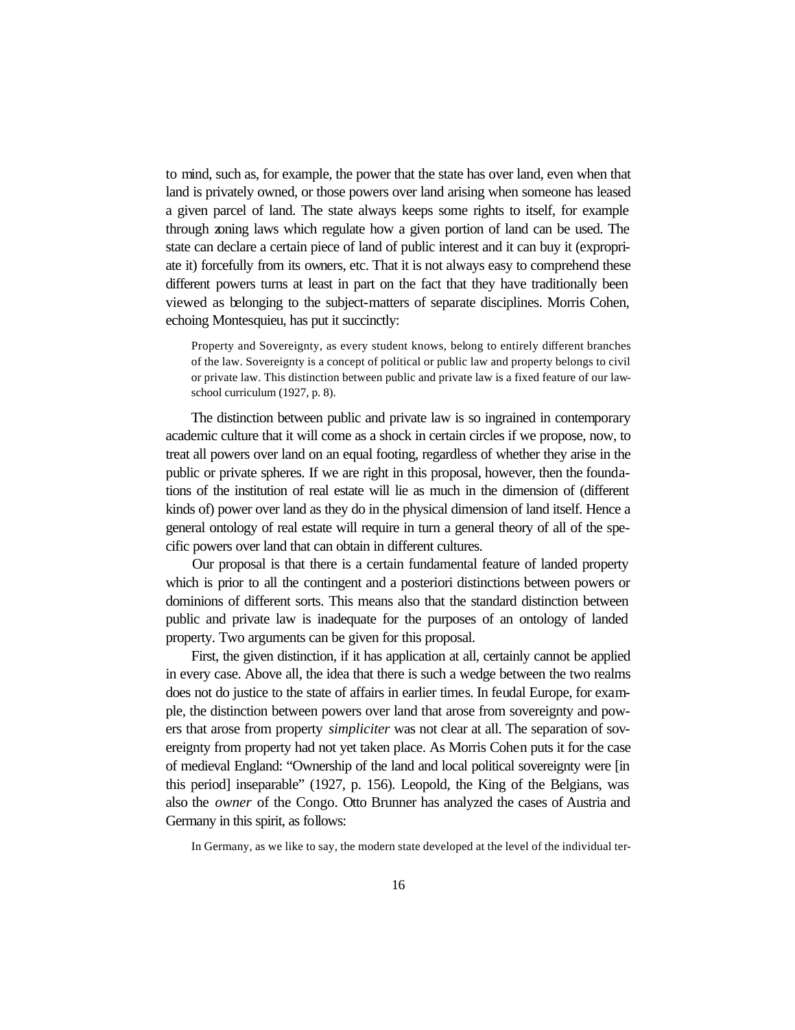to mind, such as, for example, the power that the state has over land, even when that land is privately owned, or those powers over land arising when someone has leased a given parcel of land. The state always keeps some rights to itself, for example through zoning laws which regulate how a given portion of land can be used. The state can declare a certain piece of land of public interest and it can buy it (expropriate it) forcefully from its owners, etc. That it is not always easy to comprehend these different powers turns at least in part on the fact that they have traditionally been viewed as belonging to the subject-matters of separate disciplines. Morris Cohen, echoing Montesquieu, has put it succinctly:

> Property and Sovereignty, as every student knows, belong to entirely different branches of the law. Sovereignty is a concept of political or public law and property belongs to civil or private law. This distinction between public and private law is a fixed feature of our law-school curriculum (1927, p. 8).

The distinction between public and private law is so ingrained in contemporary academic culture that it will come as a shock in certain circles if we propose, now, to treat all powers over land on an equal footing, regardless of whether they arise in the public or private spheres. If we are right in this proposal, however, then the foundations of the institution of real estate will lie as much in the dimension of (different kinds of) power over land as they do in the physical dimension of land itself. Hence a general ontology of real estate will require in turn a general theory of all of the specific powers over land that can obtain in different cultures.

Our proposal is that there is a certain fundamental feature of landed property which is prior to all the contingent and a posteriori distinctions between powers or dominions of different sorts. This means also that the standard distinction between public and private law is inadequate for the purposes of an ontology of landed property. Two arguments can be given for this proposal.

First, the given distinction, if it has application at all, certainly cannot be applied in every case. Above all, the idea that there is such a wedge between the two realms does not do justice to the state of affairs in earlier times. In feudal Europe, for example, the distinction between powers over land that arose from sovereignty and powers that arose from property *simpliciter* was not clear at all. The separation of sovereignty from property had not yet taken place. As Morris Cohen puts it for the case of medieval England: "Ownership of the land and local political sovereignty were [in this period] inseparable" (1927, p. 156). Leopold, the King of the Belgians, was also the *owner* of the Congo. Otto Brunner has analyzed the cases of Austria and Germany in this spirit, as follows:

> In Germany, as we like to say, the modern state developed at the level of the individual ter-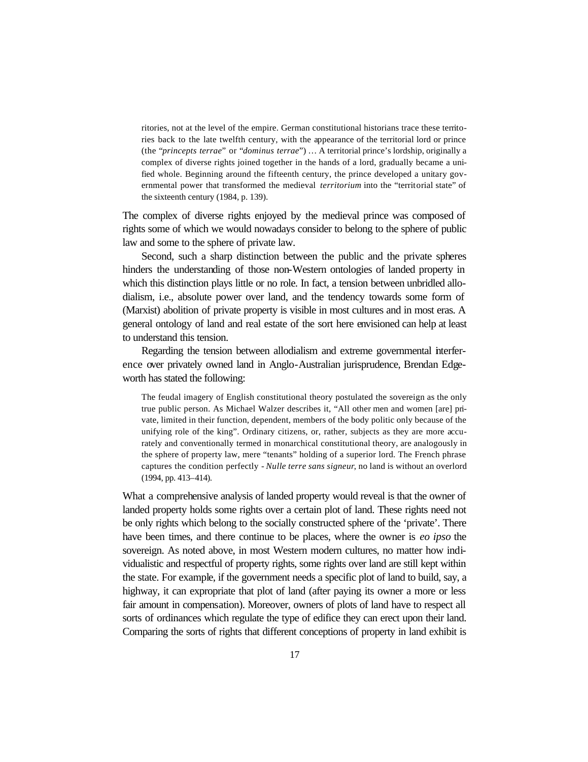ritories, not at the level of the empire. German constitutional historians trace these territories back to the late twelfth century, with the appearance of the territorial lord or prince (the "*princepts terrae*" or "*dominus terrae*") … A territorial prince's lordship, originally a complex of diverse rights joined together in the hands of a lord, gradually became a unified whole. Beginning around the fifteenth century, the prince developed a unitary governmental power that transformed the medieval *territorium* into the "territorial state" of the sixteenth century (1984, p. 139).

The complex of diverse rights enjoyed by the medieval prince was composed of rights some of which we would nowadays consider to belong to the sphere of public law and some to the sphere of private law.

Second, such a sharp distinction between the public and the private spheres hinders the understanding of those non-Western ontologies of landed property in which this distinction plays little or no role. In fact, a tension between unbridled allodialism, i.e., absolute power over land, and the tendency towards some form of (Marxist) abolition of private property is visible in most cultures and in most eras. A general ontology of land and real estate of the sort here envisioned can help at least to understand this tension.

Regarding the tension between allodialism and extreme governmental interference over privately owned land in Anglo-Australian jurisprudence, Brendan Edgeworth has stated the following:

> The feudal imagery of English constitutional theory postulated the sovereign as the only true public person. As Michael Walzer describes it, "All other men and women [are] private, limited in their function, dependent, members of the body politic only because of the unifying role of the king". Ordinary citizens, or, rather, subjects as they are more accurately and conventionally termed in monarchical constitutional theory, are analogously in the sphere of property law, mere "tenants" holding of a superior lord. The French phrase captures the condition perfectly - *Nulle terre sans signeur*, no land is without an overlord (1994, pp. 413–414).

What a comprehensive analysis of landed property would reveal is that the owner of landed property holds some rights over a certain plot of land. These rights need not be only rights which belong to the socially constructed sphere of the 'private'. There have been times, and there continue to be places, where the owner is *eo ipso* the sovereign. As noted above, in most Western modern cultures, no matter how individualistic and respectful of property rights, some rights over land are still kept within the state. For example, if the government needs a specific plot of land to build, say, a highway, it can expropriate that plot of land (after paying its owner a more or less fair amount in compensation). Moreover, owners of plots of land have to respect all sorts of ordinances which regulate the type of edifice they can erect upon their land. Comparing the sorts of rights that different conceptions of property in land exhibit is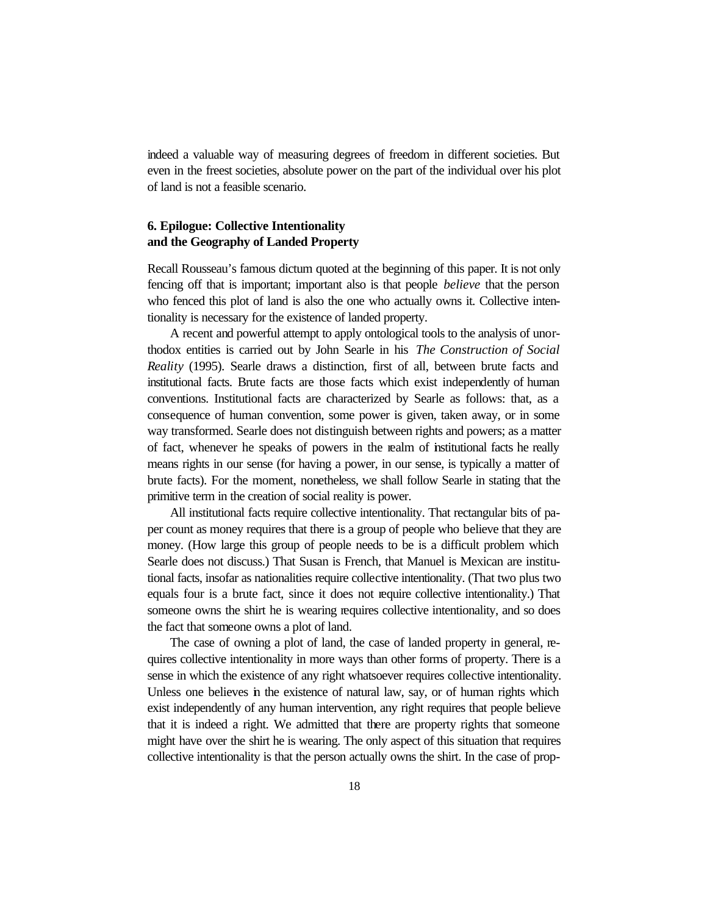indeed a valuable way of measuring degrees of freedom in different societies. But even in the freest societies, absolute power on the part of the individual over his plot of land is not a feasible scenario.

## 6. Epilogue: Collective Intentionality and the Geography of Landed Property

Recall Rousseau's famous dictum quoted at the beginning of this paper. It is not only fencing off that is important; important also is that people *believe* that the person who fenced this plot of land is also the one who actually owns it. Collective intentionality is necessary for the existence of landed property.

A recent and powerful attempt to apply ontological tools to the analysis of unorthodox entities is carried out by John Searle in his *The Construction of Social Reality* (1995). Searle draws a distinction, first of all, between brute facts and institutional facts. Brute facts are those facts which exist independently of human conventions. Institutional facts are characterized by Searle as follows: that, as a consequence of human convention, some power is given, taken away, or in some way transformed. Searle does not distinguish between rights and powers; as a matter of fact, whenever he speaks of powers in the realm of institutional facts he really means rights in our sense (for having a power, in our sense, is typically a matter of brute facts). For the moment, nonetheless, we shall follow Searle in stating that the primitive term in the creation of social reality is power.

All institutional facts require collective intentionality. That rectangular bits of paper count as money requires that there is a group of people who believe that they are money. (How large this group of people needs to be is a difficult problem which Searle does not discuss.) That Susan is French, that Manuel is Mexican are institutional facts, insofar as nationalities require collective intentionality. (That two plus two equals four is a brute fact, since it does not require collective intentionality.) That someone owns the shirt he is wearing requires collective intentionality, and so does the fact that someone owns a plot of land.

The case of owning a plot of land, the case of landed property in general, requires collective intentionality in more ways than other forms of property. There is a sense in which the existence of any right whatsoever requires collective intentionality. Unless one believes in the existence of natural law, say, or of human rights which exist independently of any human intervention, any right requires that people believe that it is indeed a right. We admitted that there are property rights that someone might have over the shirt he is wearing. The only aspect of this situation that requires collective intentionality is that the person actually owns the shirt. In the case of prop-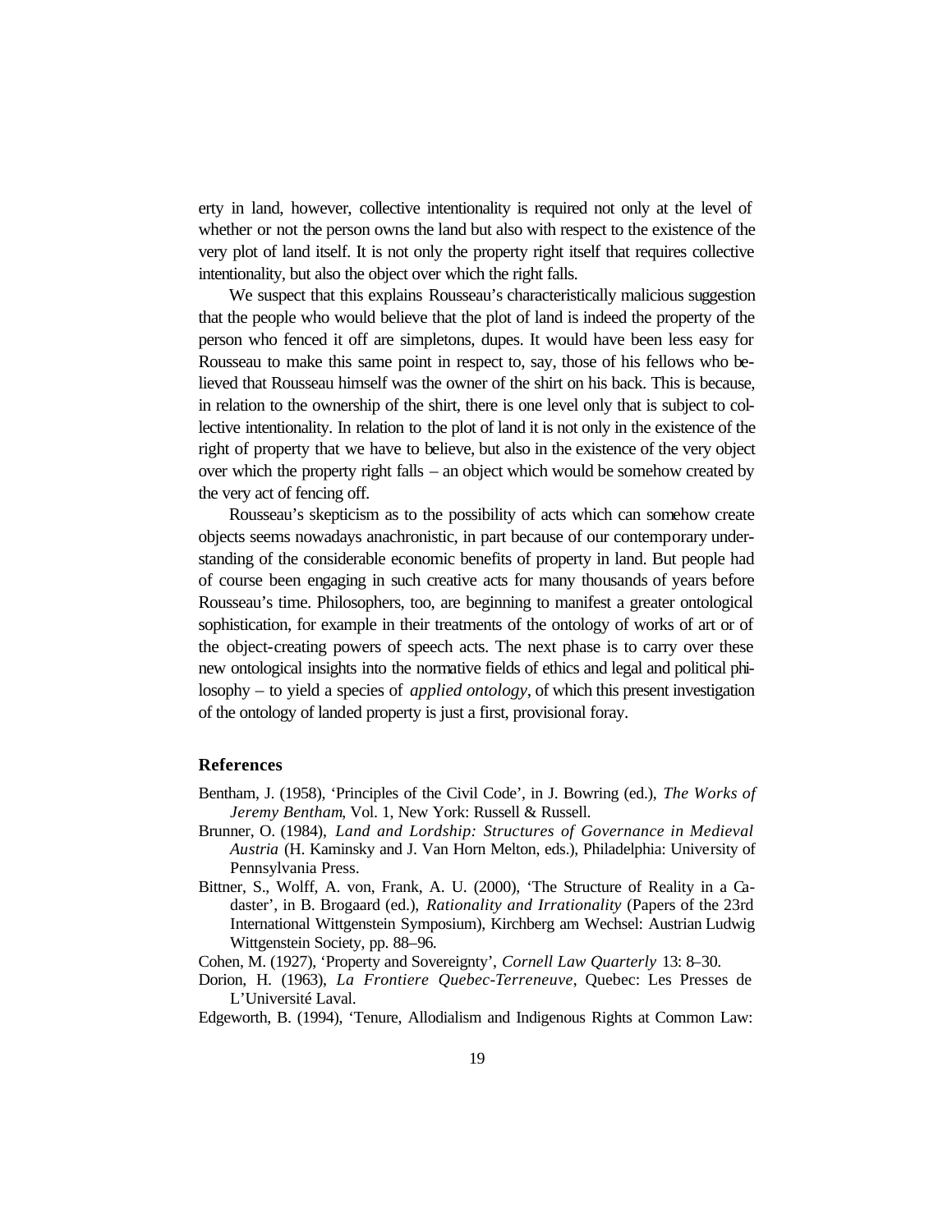erty in land, however, collective intentionality is required not only at the level of whether or not the person owns the land but also with respect to the existence of the very plot of land itself. It is not only the property right itself that requires collective intentionality, but also the object over which the right falls.

We suspect that this explains Rousseau's characteristically malicious suggestion that the people who would believe that the plot of land is indeed the property of the person who fenced it off are simpletons, dupes. It would have been less easy for Rousseau to make this same point in respect to, say, those of his fellows who believed that Rousseau himself was the owner of the shirt on his back. This is because, in relation to the ownership of the shirt, there is one level only that is subject to collective intentionality. In relation to the plot of land it is not only in the existence of the right of property that we have to believe, but also in the existence of the very object over which the property right falls – an object which would be somehow created by the very act of fencing off.

Rousseau's skepticism as to the possibility of acts which can somehow create objects seems nowadays anachronistic, in part because of our contemporary understanding of the considerable economic benefits of property in land. But people had of course been engaging in such creative acts for many thousands of years before Rousseau's time. Philosophers, too, are beginning to manifest a greater ontological sophistication, for example in their treatments of the ontology of works of art or of the object-creating powers of speech acts. The next phase is to carry over these new ontological insights into the normative fields of ethics and legal and political philosophy – to yield a species of *applied ontology*, of which this present investigation of the ontology of landed property is just a first, provisional foray.

## References

Bentham, J. (1958), 'Principles of the Civil Code', in J. Bowring (ed.), *The Works of Jeremy Bentham*, Vol. 1, New York: Russell & Russell.

Brunner, O. (1984), *Land and Lordship: Structures of Governance in Medieval Austria* (H. Kaminsky and J. Van Horn Melton, eds.), Philadelphia: University of Pennsylvania Press.

Bittner, S., Wolff, A. von, Frank, A. U. (2000), 'The Structure of Reality in a Cadaster', in B. Brogaard (ed.), *Rationality and Irrationality* (Papers of the 23rd International Wittgenstein Symposium), Kirchberg am Wechsel: Austrian Ludwig Wittgenstein Society, pp. 88–96.

Cohen, M. (1927), 'Property and Sovereignty', *Cornell Law Quarterly* 13: 8–30.

Dorion, H. (1963), *La Frontiere Quebec-Terreneuve*, Quebec: Les Presses de L'Université Laval.

Edgeworth, B. (1994), 'Tenure, Allodialism and Indigenous Rights at Common Law: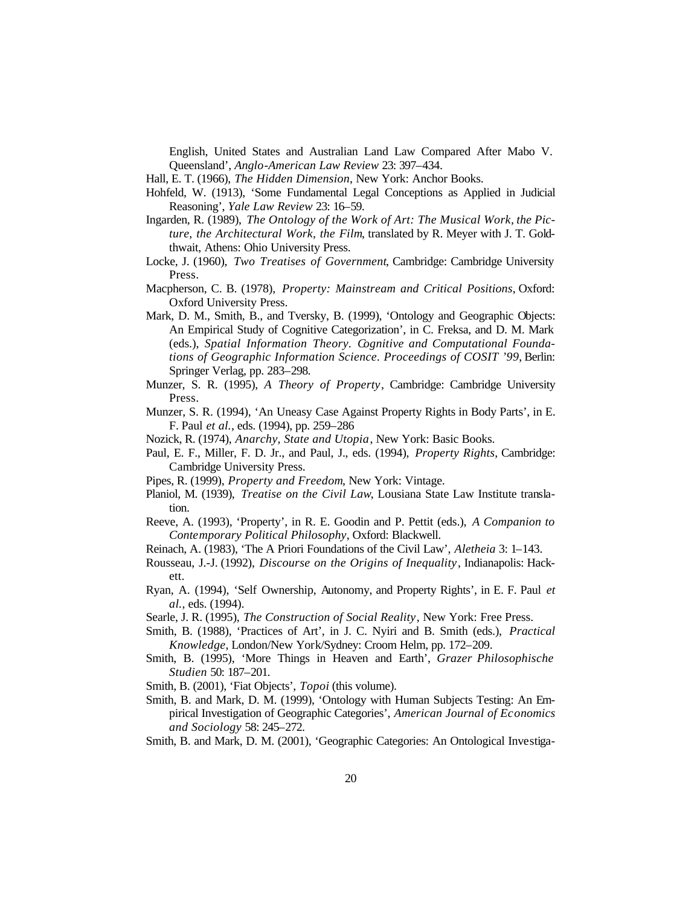English, United States and Australian Land Law Compared After Mabo V. Queensland', *Anglo-American Law Review* 23: 397–434.

Hall, E. T. (1966), *The Hidden Dimension*, New York: Anchor Books.

Hohfeld, W. (1913), 'Some Fundamental Legal Conceptions as Applied in Judicial Reasoning', *Yale Law Review* 23: 16–59.

Ingarden, R. (1989), *The Ontology of the Work of Art: The Musical Work, the Picture, the Architectural Work, the Film*, translated by R. Meyer with J. T. Goldthwait, Athens: Ohio University Press.

Locke, J. (1960), *Two Treatises of Government*, Cambridge: Cambridge University Press.

Macpherson, C. B. (1978), *Property: Mainstream and Critical Positions*, Oxford: Oxford University Press.

Mark, D. M., Smith, B., and Tversky, B. (1999), 'Ontology and Geographic Objects: An Empirical Study of Cognitive Categorization', in C. Freksa, and D. M. Mark (eds.), *Spatial Information Theory. Cognitive and Computational Foundations of Geographic Information Science. Proceedings of COSIT '99*, Berlin: Springer Verlag, pp. 283–298.

Munzer, S. R. (1995), *A Theory of Property*, Cambridge: Cambridge University Press.

Munzer, S. R. (1994), 'An Uneasy Case Against Property Rights in Body Parts', in E. F. Paul *et al.*, eds. (1994), pp. 259–286

Nozick, R. (1974), *Anarchy, State and Utopia*, New York: Basic Books.

Paul, E. F., Miller, F. D. Jr., and Paul, J., eds. (1994), *Property Rights*, Cambridge: Cambridge University Press.

Pipes, R. (1999), *Property and Freedom*, New York: Vintage.

Planiol, M. (1939), *Treatise on the Civil Law*, Lousiana State Law Institute translation.

Reeve, A. (1993), 'Property', in R. E. Goodin and P. Pettit (eds.), *A Companion to Contemporary Political Philosophy*, Oxford: Blackwell.

Reinach, A. (1983), 'The A Priori Foundations of the Civil Law', *Aletheia* 3: 1–143.

Rousseau, J.-J. (1992), *Discourse on the Origins of Inequality*, Indianapolis: Hackett.

Ryan, A. (1994), 'Self Ownership, Autonomy, and Property Rights', in E. F. Paul *et al.*, eds. (1994).

Searle, J. R. (1995), *The Construction of Social Reality*, New York: Free Press.

Smith, B. (1988), 'Practices of Art', in J. C. Nyiri and B. Smith (eds.), *Practical Knowledge*, London/New York/Sydney: Croom Helm, pp. 172–209.

Smith, B. (1995), 'More Things in Heaven and Earth', *Grazer Philosophische Studien* 50: 187–201.

Smith, B. (2001), 'Fiat Objects', *Topoi* (this volume).

Smith, B. and Mark, D. M. (1999), 'Ontology with Human Subjects Testing: An Empirical Investigation of Geographic Categories', *American Journal of Economics and Sociology* 58: 245–272.

Smith, B. and Mark, D. M. (2001), 'Geographic Categories: An Ontological Investiga-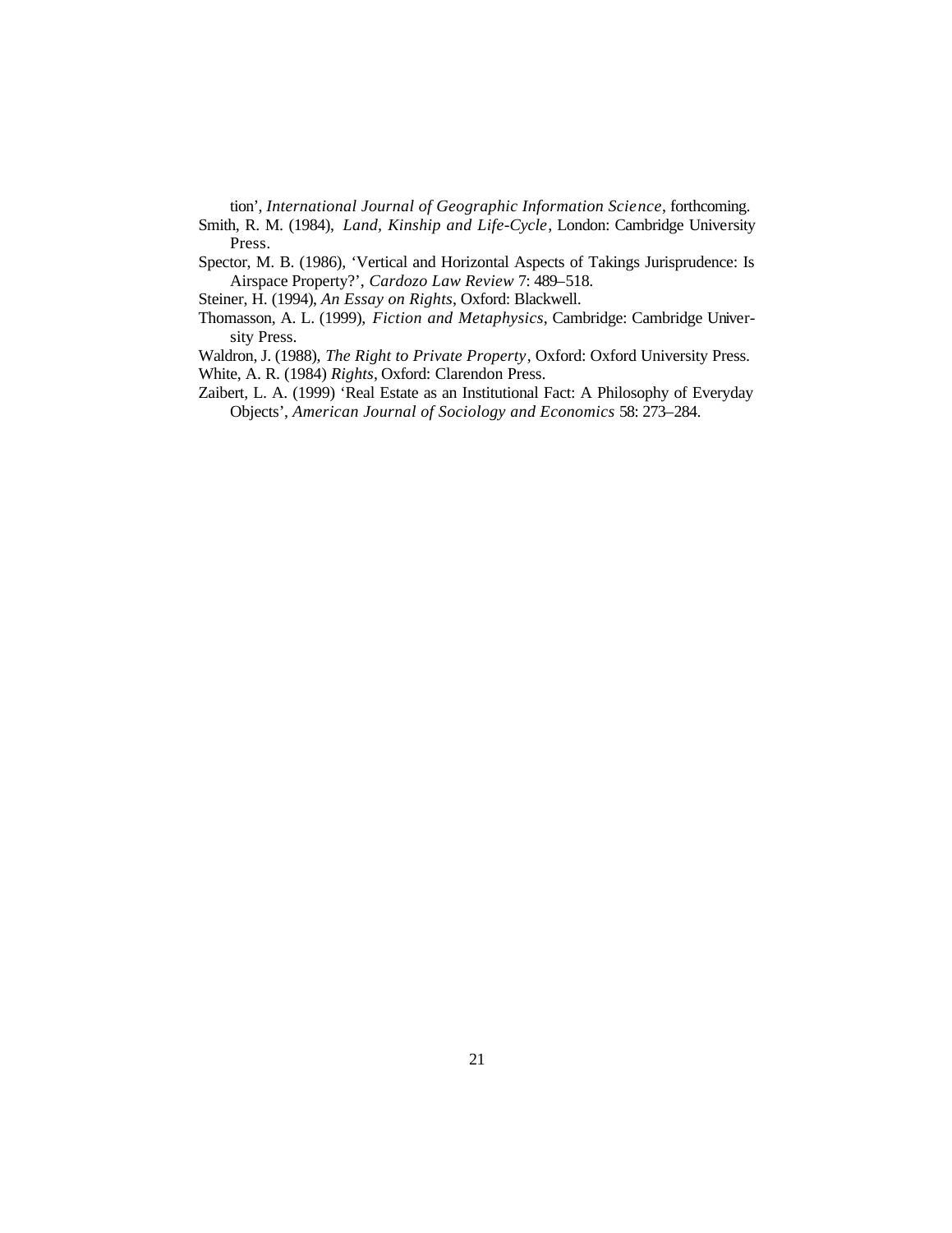tion', *International Journal of Geographic Information Science*, forthcoming.

Smith, R. M. (1984), *Land, Kinship and Life-Cycle*, London: Cambridge University Press.

Spector, M. B. (1986), 'Vertical and Horizontal Aspects of Takings Jurisprudence: Is Airspace Property?', *Cardozo Law Review* 7: 489–518.

Steiner, H. (1994), *An Essay on Rights*, Oxford: Blackwell.

Thomasson, A. L. (1999), *Fiction and Metaphysics*, Cambridge: Cambridge University Press.

Waldron, J. (1988), *The Right to Private Property*, Oxford: Oxford University Press.

White, A. R. (1984) *Rights*, Oxford: Clarendon Press.

Zaibert, L. A. (1999) 'Real Estate as an Institutional Fact: A Philosophy of Everyday Objects', *American Journal of Sociology and Economics* 58: 273–284.